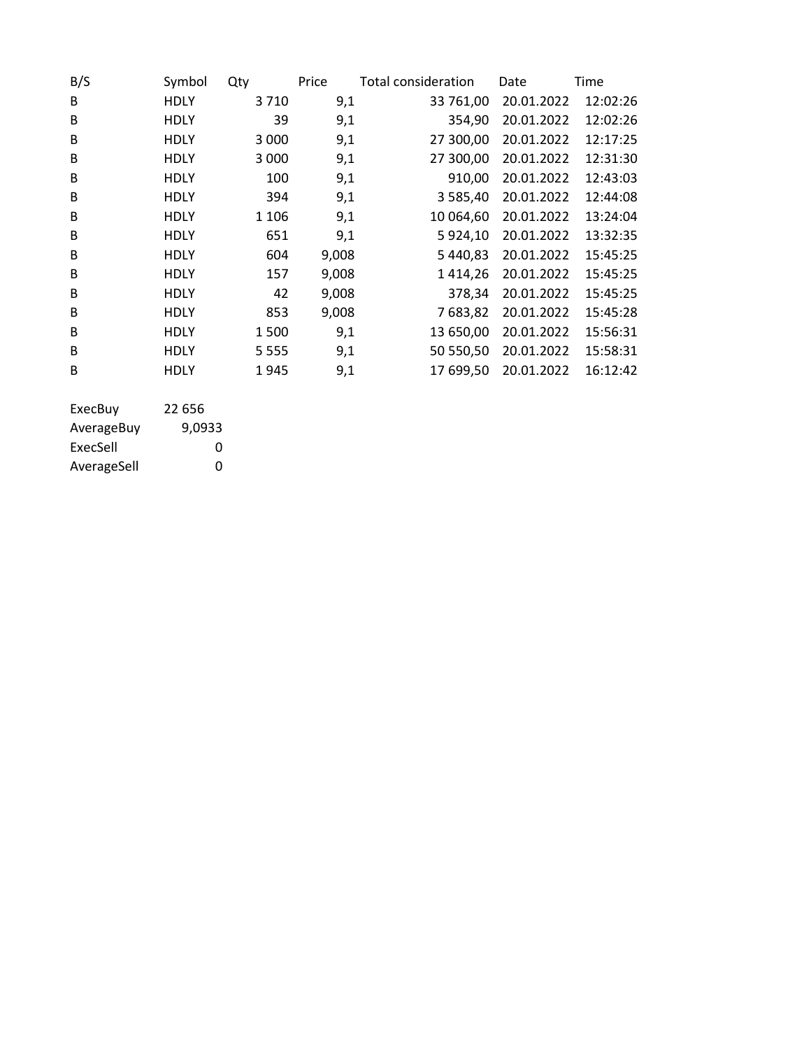| B/S | Symbol | Qty | Price | Total consideration | Date | Time |
|---|---|---|---|---|---|---|
| B | HDLY | 3 710 | 9,1 | 33 761,00 | 20.01.2022 | 12:02:26 |
| B | HDLY | 39 | 9,1 | 354,90 | 20.01.2022 | 12:02:26 |
| B | HDLY | 3 000 | 9,1 | 27 300,00 | 20.01.2022 | 12:17:25 |
| B | HDLY | 3 000 | 9,1 | 27 300,00 | 20.01.2022 | 12:31:30 |
| B | HDLY | 100 | 9,1 | 910,00 | 20.01.2022 | 12:43:03 |
| B | HDLY | 394 | 9,1 | 3 585,40 | 20.01.2022 | 12:44:08 |
| B | HDLY | 1 106 | 9,1 | 10 064,60 | 20.01.2022 | 13:24:04 |
| B | HDLY | 651 | 9,1 | 5 924,10 | 20.01.2022 | 13:32:35 |
| B | HDLY | 604 | 9,008 | 5 440,83 | 20.01.2022 | 15:45:25 |
| B | HDLY | 157 | 9,008 | 1 414,26 | 20.01.2022 | 15:45:25 |
| B | HDLY | 42 | 9,008 | 378,34 | 20.01.2022 | 15:45:25 |
| B | HDLY | 853 | 9,008 | 7 683,82 | 20.01.2022 | 15:45:28 |
| B | HDLY | 1 500 | 9,1 | 13 650,00 | 20.01.2022 | 15:56:31 |
| B | HDLY | 5 555 | 9,1 | 50 550,50 | 20.01.2022 | 15:58:31 |
| B | HDLY | 1 945 | 9,1 | 17 699,50 | 20.01.2022 | 16:12:42 |

| | |
|---|---|
| ExecBuy | 22 656 |
| AverageBuy | 9,0933 |
| ExecSell | 0 |
| AverageSell | 0 |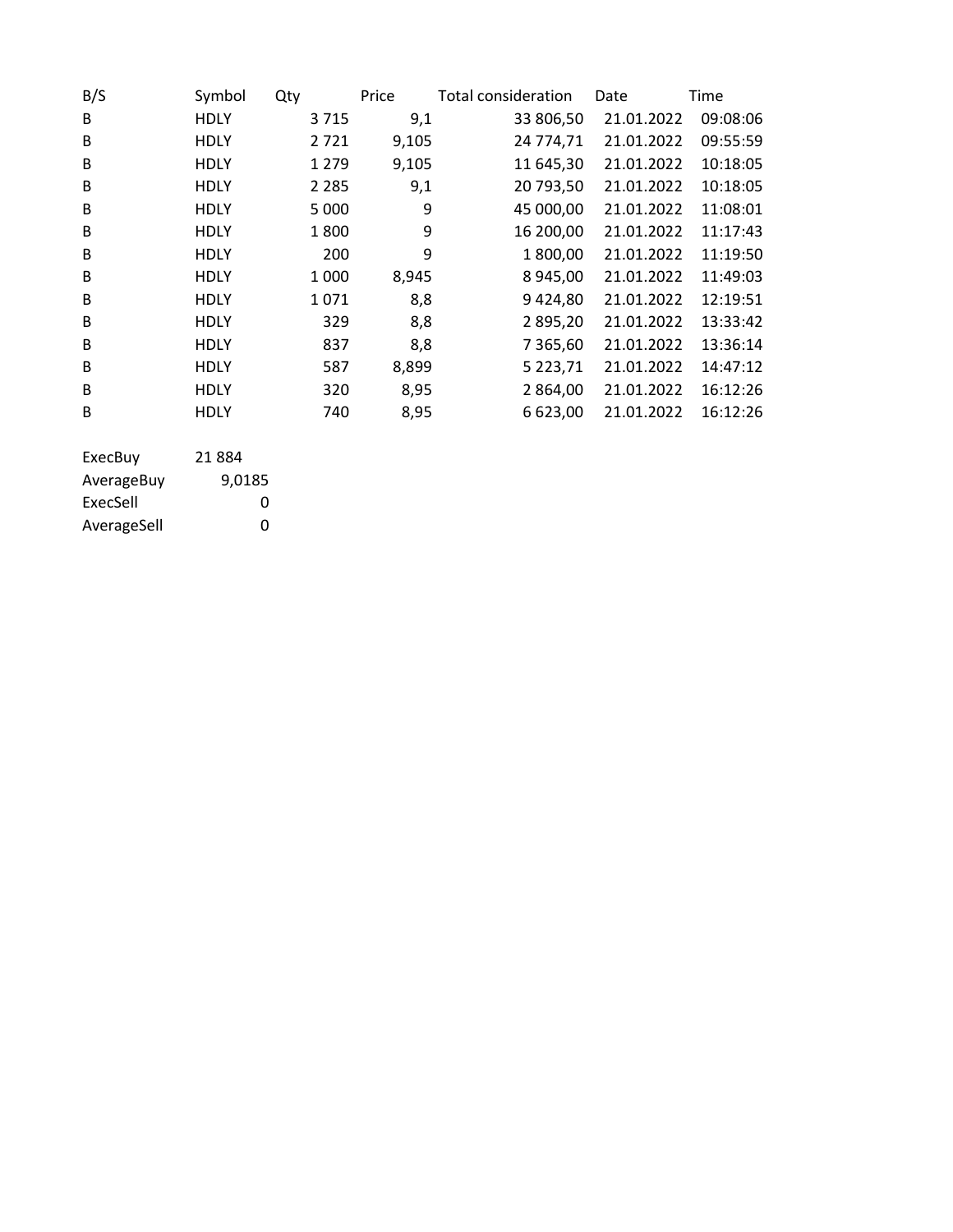| B/S | Symbol | Qty | Price | Total consideration | Date | Time |
|---|---|---|---|---|---|---|
| B | HDLY | 3 715 | 9,1 | 33 806,50 | 21.01.2022 | 09:08:06 |
| B | HDLY | 2 721 | 9,105 | 24 774,71 | 21.01.2022 | 09:55:59 |
| B | HDLY | 1 279 | 9,105 | 11 645,30 | 21.01.2022 | 10:18:05 |
| B | HDLY | 2 285 | 9,1 | 20 793,50 | 21.01.2022 | 10:18:05 |
| B | HDLY | 5 000 | 9 | 45 000,00 | 21.01.2022 | 11:08:01 |
| B | HDLY | 1 800 | 9 | 16 200,00 | 21.01.2022 | 11:17:43 |
| B | HDLY | 200 | 9 | 1 800,00 | 21.01.2022 | 11:19:50 |
| B | HDLY | 1 000 | 8,945 | 8 945,00 | 21.01.2022 | 11:49:03 |
| B | HDLY | 1 071 | 8,8 | 9 424,80 | 21.01.2022 | 12:19:51 |
| B | HDLY | 329 | 8,8 | 2 895,20 | 21.01.2022 | 13:33:42 |
| B | HDLY | 837 | 8,8 | 7 365,60 | 21.01.2022 | 13:36:14 |
| B | HDLY | 587 | 8,899 | 5 223,71 | 21.01.2022 | 14:47:12 |
| B | HDLY | 320 | 8,95 | 2 864,00 | 21.01.2022 | 16:12:26 |
| B | HDLY | 740 | 8,95 | 6 623,00 | 21.01.2022 | 16:12:26 |

| | |
|---|---|
| ExecBuy | 21 884 |
| AverageBuy | 9,0185 |
| ExecSell | 0 |
| AverageSell | 0 |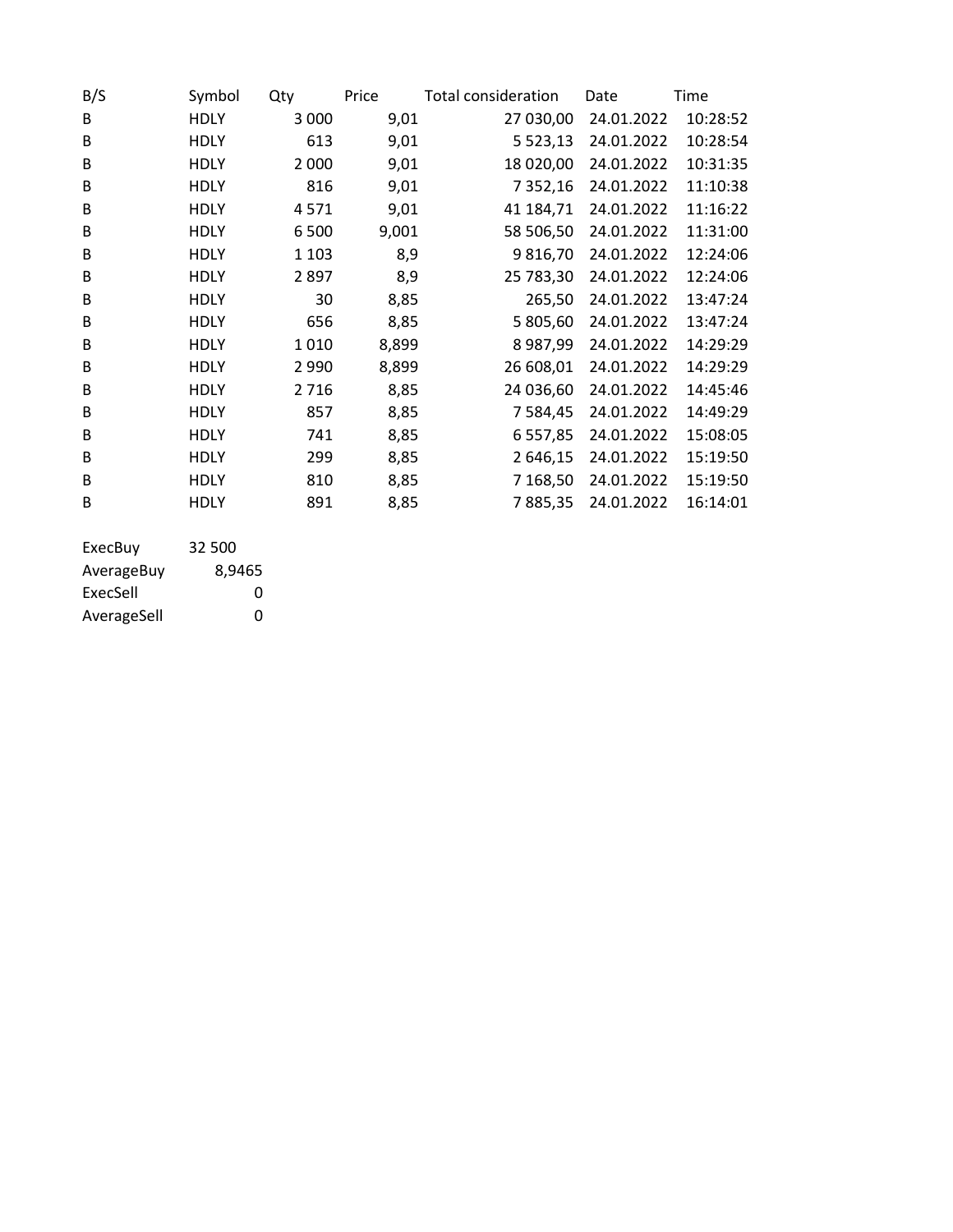| B/S | Symbol | Qty | Price | Total consideration | Date | Time |
|---|---|---|---|---|---|---|
| B | HDLY | 3 000 | 9,01 | 27 030,00 | 24.01.2022 | 10:28:52 |
| B | HDLY | 613 | 9,01 | 5 523,13 | 24.01.2022 | 10:28:54 |
| B | HDLY | 2 000 | 9,01 | 18 020,00 | 24.01.2022 | 10:31:35 |
| B | HDLY | 816 | 9,01 | 7 352,16 | 24.01.2022 | 11:10:38 |
| B | HDLY | 4 571 | 9,01 | 41 184,71 | 24.01.2022 | 11:16:22 |
| B | HDLY | 6 500 | 9,001 | 58 506,50 | 24.01.2022 | 11:31:00 |
| B | HDLY | 1 103 | 8,9 | 9 816,70 | 24.01.2022 | 12:24:06 |
| B | HDLY | 2 897 | 8,9 | 25 783,30 | 24.01.2022 | 12:24:06 |
| B | HDLY | 30 | 8,85 | 265,50 | 24.01.2022 | 13:47:24 |
| B | HDLY | 656 | 8,85 | 5 805,60 | 24.01.2022 | 13:47:24 |
| B | HDLY | 1 010 | 8,899 | 8 987,99 | 24.01.2022 | 14:29:29 |
| B | HDLY | 2 990 | 8,899 | 26 608,01 | 24.01.2022 | 14:29:29 |
| B | HDLY | 2 716 | 8,85 | 24 036,60 | 24.01.2022 | 14:45:46 |
| B | HDLY | 857 | 8,85 | 7 584,45 | 24.01.2022 | 14:49:29 |
| B | HDLY | 741 | 8,85 | 6 557,85 | 24.01.2022 | 15:08:05 |
| B | HDLY | 299 | 8,85 | 2 646,15 | 24.01.2022 | 15:19:50 |
| B | HDLY | 810 | 8,85 | 7 168,50 | 24.01.2022 | 15:19:50 |
| B | HDLY | 891 | 8,85 | 7 885,35 | 24.01.2022 | 16:14:01 |

| | |
|---|---|
| ExecBuy | 32 500 |
| AverageBuy | 8,9465 |
| ExecSell | 0 |
| AverageSell | 0 |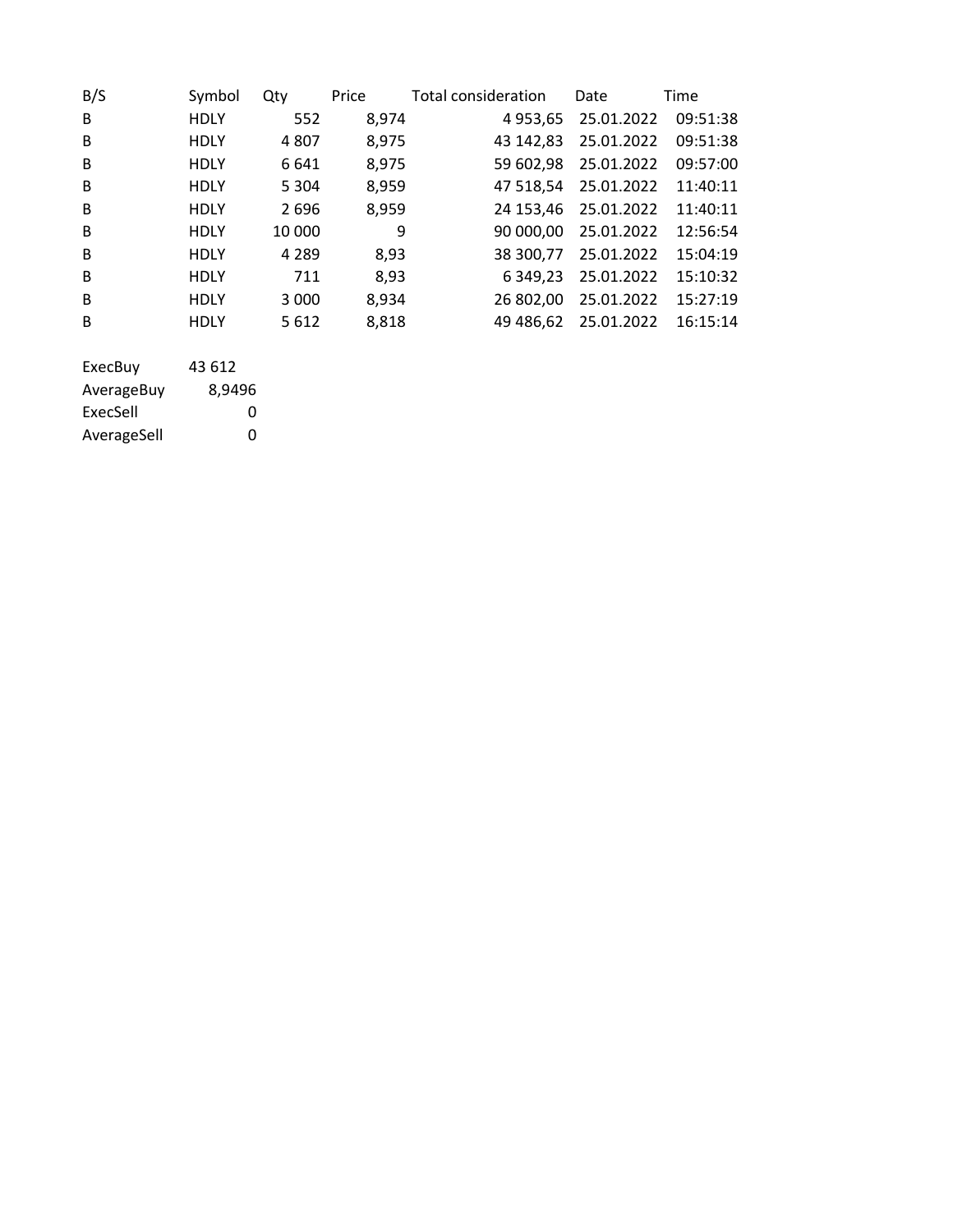| B/S | Symbol | Qty | Price | Total consideration | Date | Time |
|---|---|---|---|---|---|---|
| B | HDLY | 552 | 8,974 | 4 953,65 | 25.01.2022 | 09:51:38 |
| B | HDLY | 4 807 | 8,975 | 43 142,83 | 25.01.2022 | 09:51:38 |
| B | HDLY | 6 641 | 8,975 | 59 602,98 | 25.01.2022 | 09:57:00 |
| B | HDLY | 5 304 | 8,959 | 47 518,54 | 25.01.2022 | 11:40:11 |
| B | HDLY | 2 696 | 8,959 | 24 153,46 | 25.01.2022 | 11:40:11 |
| B | HDLY | 10 000 | 9 | 90 000,00 | 25.01.2022 | 12:56:54 |
| B | HDLY | 4 289 | 8,93 | 38 300,77 | 25.01.2022 | 15:04:19 |
| B | HDLY | 711 | 8,93 | 6 349,23 | 25.01.2022 | 15:10:32 |
| B | HDLY | 3 000 | 8,934 | 26 802,00 | 25.01.2022 | 15:27:19 |
| B | HDLY | 5 612 | 8,818 | 49 486,62 | 25.01.2022 | 16:15:14 |

| | |
|---|---|
| ExecBuy | 43 612 |
| AverageBuy | 8,9496 |
| ExecSell | 0 |
| AverageSell | 0 |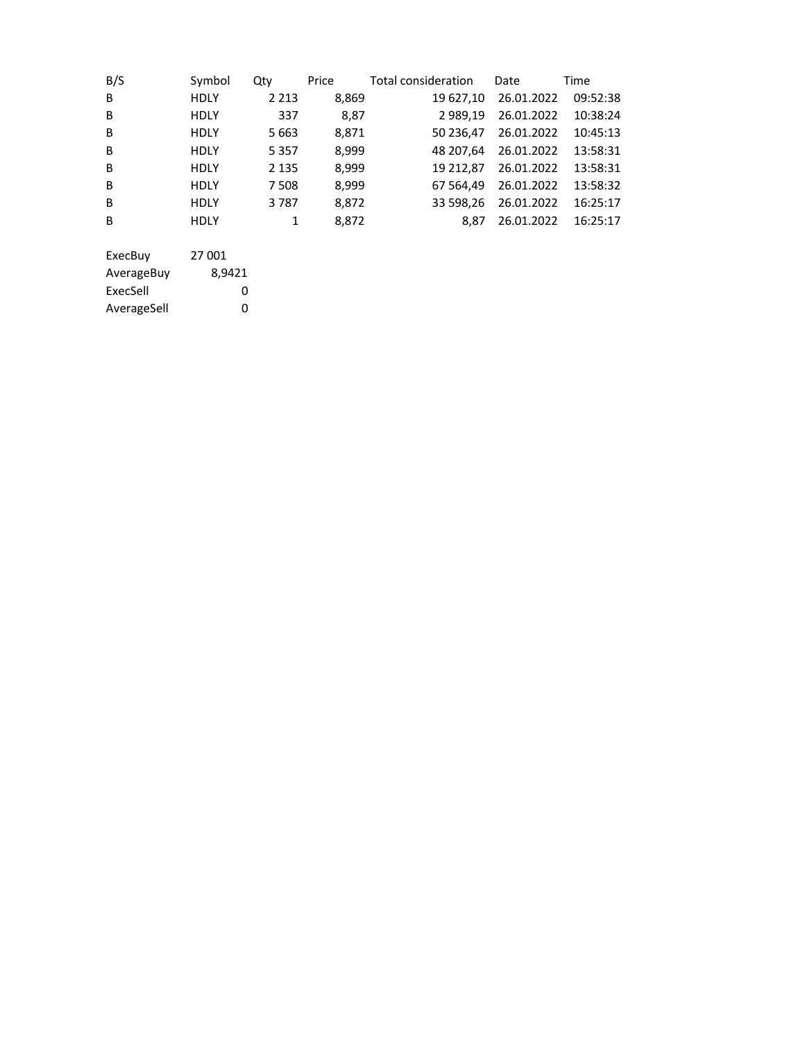| B/S | Symbol | Qty | Price | Total consideration | Date | Time |
| --- | --- | --- | --- | --- | --- | --- |
| B | HDLY | 2 213 | 8,869 | 19 627,10 | 26.01.2022 | 09:52:38 |
| B | HDLY | 337 | 8,87 | 2 989,19 | 26.01.2022 | 10:38:24 |
| B | HDLY | 5 663 | 8,871 | 50 236,47 | 26.01.2022 | 10:45:13 |
| B | HDLY | 5 357 | 8,999 | 48 207,64 | 26.01.2022 | 13:58:31 |
| B | HDLY | 2 135 | 8,999 | 19 212,87 | 26.01.2022 | 13:58:31 |
| B | HDLY | 7 508 | 8,999 | 67 564,49 | 26.01.2022 | 13:58:32 |
| B | HDLY | 3 787 | 8,872 | 33 598,26 | 26.01.2022 | 16:25:17 |
| B | HDLY | 1 | 8,872 | 8,87 | 26.01.2022 | 16:25:17 |

| | |
| --- | --- |
| ExecBuy | 27 001 |
| AverageBuy | 8,9421 |
| ExecSell | 0 |
| AverageSell | 0 |